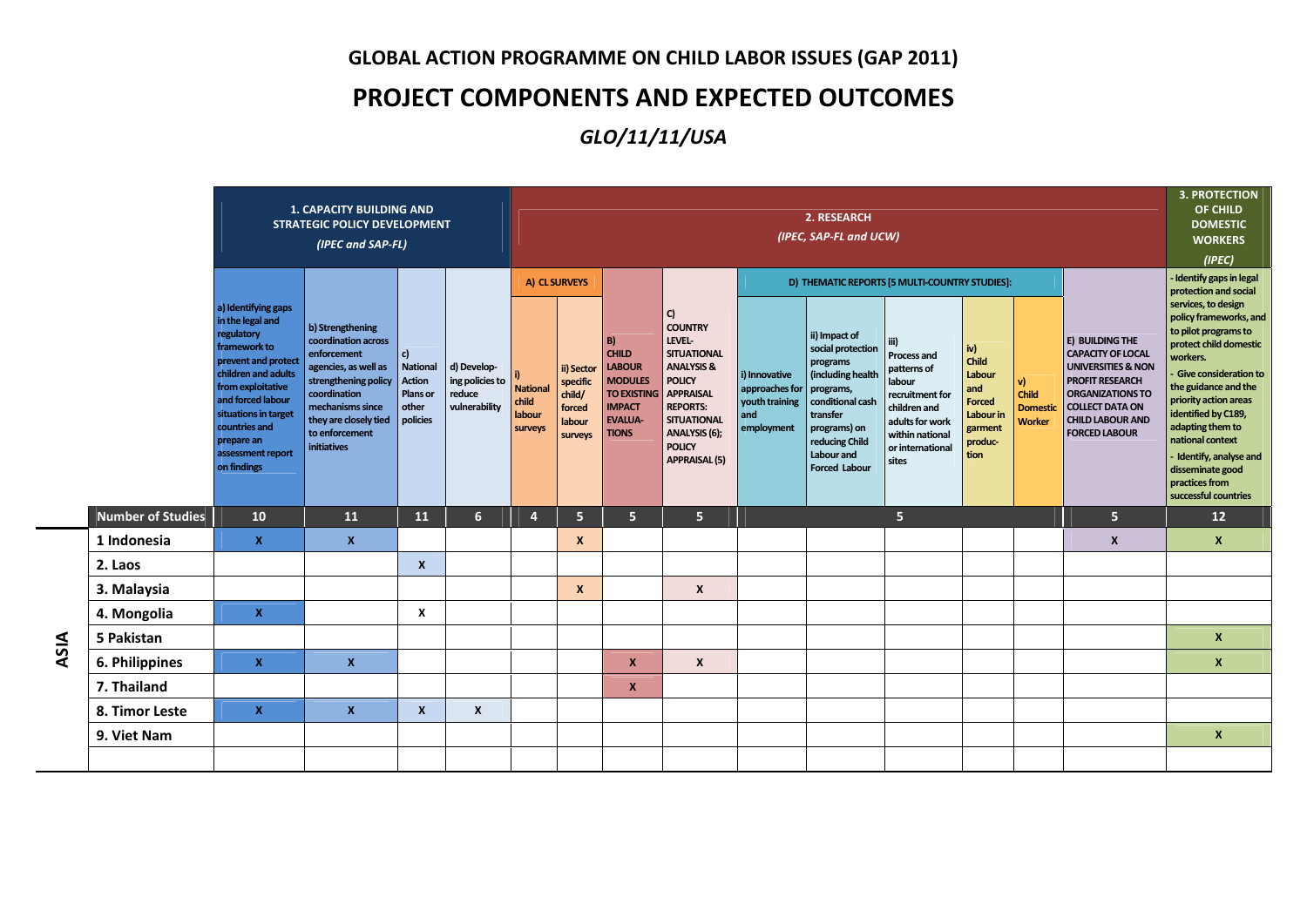**GLOBAL ACTION PROGRAMME ON CHILD LABOR ISSUES (GAP 2011)**

# PROJECT COMPONENTS AND EXPECTED OUTCOMES

*GLO/11/11/USA*

| | | 1. CAPACITY BUILDING AND STRATEGIC POLICY DEVELOPMENT (IPEC and SAP-FL) | | | | 2. RESEARCH (IPEC, SAP-FL and UCW) | | | | | | | | | | 3. PROTECTION OF CHILD DOMESTIC WORKERS (IPEC) |
|---|---|---|---|---|---|---|---|---|---|---|---|---|---|---|---|---|
| | | | | | | A) CL SURVEYS | | | | D) THEMATIC REPORTS [5 MULTI-COUNTRY STUDIES]: | | | | | | |
| | | a) Identifying gaps in the legal and regulatory framework to prevent and protect children and adults from exploitative and forced labour situations in target countries and prepare an assessment report on findings | b) Strengthening coordination across enforcement agencies, as well as strengthening policy coordination mechanisms since they are closely tied to enforcement initiatives | c) National Action Plans or other policies | d) Developing policies to reduce vulnerability | i) National child labour surveys | ii) Sector specific child/ forced labour surveys | B) CHILD LABOUR MODULES TO EXISTING IMPACT EVALUATIONS | C) COUNTRY LEVEL-SITUATIONAL ANALYSIS & POLICY APPRAISAL REPORTS: SITUATIONAL ANALYSIS (6); POLICY APPRAISAL (5) | i) Innovative approaches for youth training and employment | ii) Impact of social protection programs (including health programs, conditional cash transfer programs) on reducing Child Labour and Forced Labour | iii) Process and patterns of labour recruitment for children and adults for work within national or international sites | iv) Child Labour and Forced Labour in garment production | v) Child Domestic Worker | E) BUILDING THE CAPACITY OF LOCAL UNIVERSITIES & NON PROFIT RESEARCH ORGANIZATIONS TO COLLECT DATA ON CHILD LABOUR AND FORCED LABOUR | - Identify gaps in legal protection and social services, to design policy frameworks, and to pilot programs to protect child domestic workers. - Give consideration to the guidance and the priority action areas identified by C189, adapting them to national context - Identify, analyse and disseminate good practices from successful countries |
| | **Number of Studies** | 10 | 11 | 11 | 6 | 4 | 5 | 5 | 5 | 5 | | | | | 5 | 12 |
| **ASIA** | 1 Indonesia | X | X | | | | X | | | | | | | | X | X |
| | 2. Laos | | | X | | | | | | | | | | | | |
| | 3. Malaysia | | | | | | X | | X | | | | | | | |
| | 4. Mongolia | X | | X | | | | | | | | | | | | |
| | 5 Pakistan | | | | | | | | | | | | | | | X |
| | 6. Philippines | X | X | | | | | X | X | | | | | | | X |
| | 7. Thailand | | | | | | | X | | | | | | | | |
| | 8. Timor Leste | X | X | X | X | | | | | | | | | | | |
| | 9. Viet Nam | | | | | | | | | | | | | | | X |
| | | | | | | | | | | | | | | | | |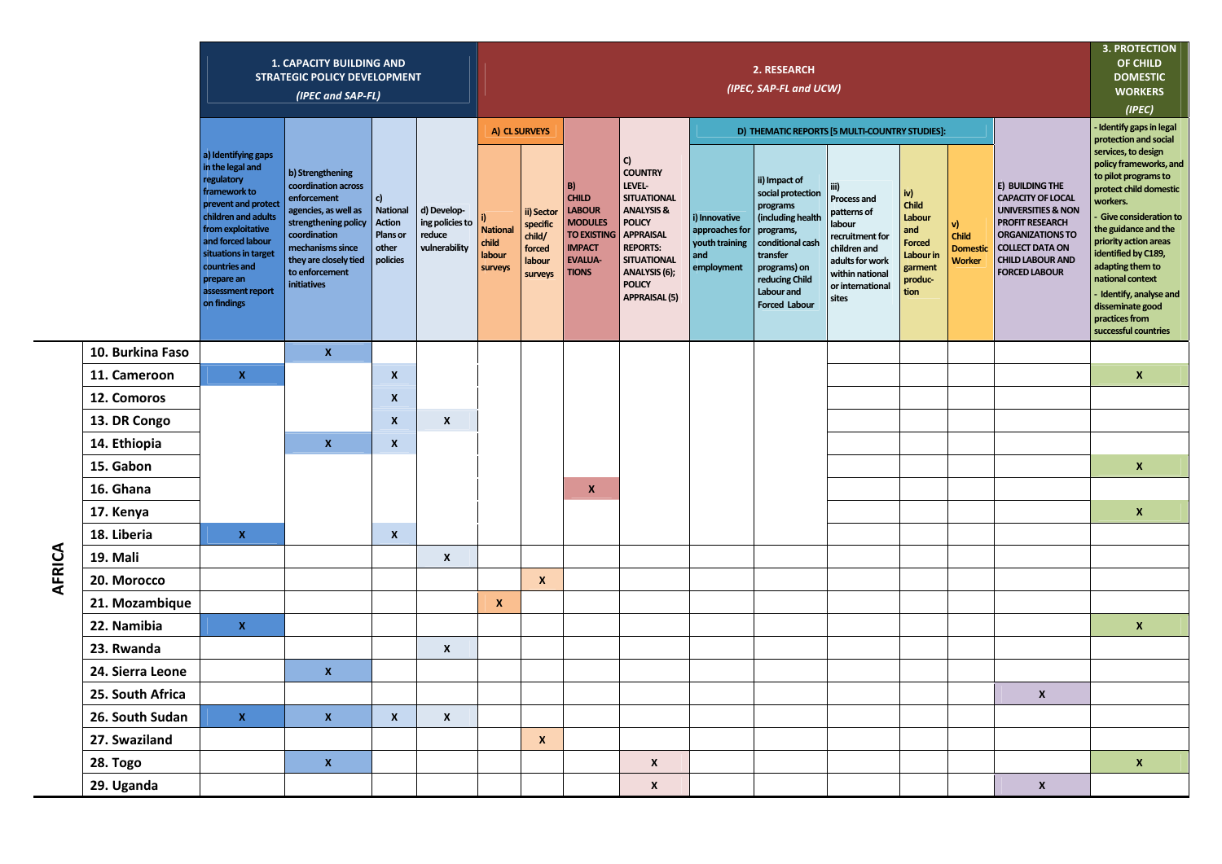| | | 1. CAPACITY BUILDING AND STRATEGIC POLICY DEVELOPMENT *(IPEC and SAP-FL)* | | | | 2. RESEARCH *(IPEC, SAP-FL and UCW)* | | | | | | | | | | | 3. PROTECTION OF CHILD DOMESTIC WORKERS *(IPEC)* |
|---|---|---|---|---|---|---|---|---|---|---|---|---|---|---|---|---|---|
| | | | | | | A) CL SURVEYS | | | | D) THEMATIC REPORTS [5 MULTI-COUNTRY STUDIES]: | | | | | | | |
| | | a) Identifying gaps in the legal and regulatory framework to prevent and protect children and adults from exploitative and forced labour situations in target countries and prepare an assessment report on findings | b) Strengthening coordination across enforcement agencies, as well as strengthening policy coordination mechanisms since they are closely tied to enforcement initiatives | c) National Action Plans or other policies | d) Developing policies to reduce vulnerability | i) National child labour surveys | ii) Sector specific child/ forced labour surveys | B) CHILD LABOUR MODULES TO EXISTING IMPACT EVALUATIONS | C) COUNTRY LEVEL-SITUATIONAL ANALYSIS & POLICY APPRAISAL REPORTS: SITUATIONAL ANALYSIS (6); POLICY APPRAISAL (5) | i) Innovative approaches for youth training and employment | ii) Impact of social protection programs (including health programs, conditional cash transfer programs) on reducing Child Labour and Forced Labour | iii) Process and patterns of labour recruitment for children and adults for work within national or international sites | iv) Child Labour and Forced Labour in garment production | v) Child Domestic Worker | E) BUILDING THE CAPACITY OF LOCAL UNIVERSITIES & NON PROFIT RESEARCH ORGANIZATIONS TO COLLECT DATA ON CHILD LABOUR AND FORCED LABOUR | - Identify gaps in legal protection and social services, to design policy frameworks, and to pilot programs to protect child domestic workers. - Give consideration to the guidance and the priority action areas identified by C189, adapting them to national context - Identify, analyse and disseminate good practices from successful countries |
| AFRICA | 10. Burkina Faso | | X | | | | | | | | | | | | | |
| | 11. Cameroon | X | | X | | | | | | | | | | | | X |
| | 12. Comoros | | | X | | | | | | | | | | | | |
| | 13. DR Congo | | | X | X | | | | | | | | | | | |
| | 14. Ethiopia | | X | X | | | | | | | | | | | | |
| | 15. Gabon | | | | | | | | | | | | | | | X |
| | 16. Ghana | | | | | | | X | | | | | | | | |
| | 17. Kenya | | | | | | | | | | | | | | | X |
| | 18. Liberia | X | | X | | | | | | | | | | | | |
| | 19. Mali | | | | X | | | | | | | | | | | |
| | 20. Morocco | | | | | | X | | | | | | | | | |
| | 21. Mozambique | | | | | X | | | | | | | | | | |
| | 22. Namibia | X | | | | | | | | | | | | | | X |
| | 23. Rwanda | | | | X | | | | | | | | | | | |
| | 24. Sierra Leone | | X | | | | | | | | | | | | | |
| | 25. South Africa | | | | | | | | | | | | | | X | |
| | 26. South Sudan | X | X | X | X | | | | | | | | | | | |
| | 27. Swaziland | | | | | | X | | | | | | | | | |
| | 28. Togo | | X | | | | | | X | | | | | | | X |
| | 29. Uganda | | | | | | | | X | | | | | | X | |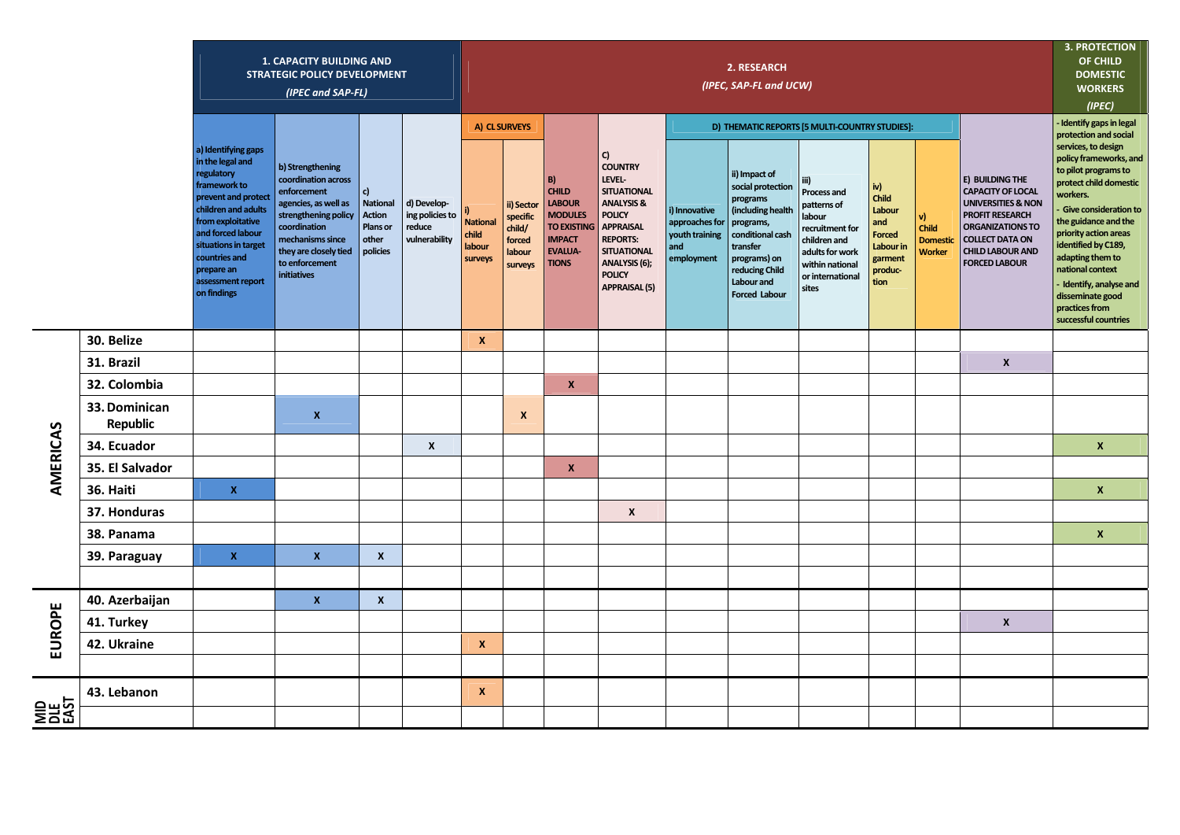| | | 1. CAPACITY BUILDING AND STRATEGIC POLICY DEVELOPMENT (IPEC and SAP-FL) | | | | 2. RESEARCH (IPEC, SAP-FL and UCW) | | | | | | | | | | | 3. PROTECTION OF CHILD DOMESTIC WORKERS (IPEC) |
|---|---|---|---|---|---|---|---|---|---|---|---|---|---|---|---|---|---|
| | | | | | | A) CL SURVEYS | | | | D) THEMATIC REPORTS [5 MULTI-COUNTRY STUDIES]: | | | | | | | |
| | | a) Identifying gaps in the legal and regulatory framework to prevent and protect children and adults from exploitative and forced labour situations in target countries and prepare an assessment report on findings | b) Strengthening coordination across enforcement agencies, as well as strengthening policy coordination mechanisms since they are closely tied to enforcement initiatives | c) National Action Plans or other policies | d) Developing policies to reduce vulnerability | i) National child labour surveys | ii) Sector specific child/ forced labour surveys | B) CHILD LABOUR MODULES TO EXISTING IMPACT EVALUATIONS | C) COUNTRY LEVEL-SITUATIONAL ANALYSIS & POLICY APPRAISAL REPORTS: SITUATIONAL ANALYSIS (6); POLICY APPRAISAL (5) | i) Innovative approaches for youth training and employment | ii) Impact of social protection programs (including health programs, conditional cash transfer programs) on reducing Child Labour and Forced Labour | iii) Process and patterns of labour recruitment for children and adults for work within national or international sites | iv) Child Labour and Forced Labour in garment production | v) Child Domestic Worker | E) BUILDING THE CAPACITY OF LOCAL UNIVERSITIES & NON PROFIT RESEARCH ORGANIZATIONS TO COLLECT DATA ON CHILD LABOUR AND FORCED LABOUR | - Identify gaps in legal protection and social services, to design policy frameworks, and to pilot programs to protect child domestic workers.<br>- Give consideration to the guidance and the priority action areas identified by C189, adapting them to national context<br>- Identify, analyse and disseminate good practices from successful countries |
| AMERICAS | 30. Belize | | | | | X | | | | | | | | | | |
| | 31. Brazil | | | | | | | | | | | | | | X | |
| | 32. Colombia | | | | | | | X | | | | | | | | |
| | 33. Dominican Republic | | X | | | | X | | | | | | | | | |
| | 34. Ecuador | | | | X | | | | | | | | | | | X |
| | 35. El Salvador | | | | | | | X | | | | | | | | |
| | 36. Haiti | X | | | | | | | | | | | | | | X |
| | 37. Honduras | | | | | | | | X | | | | | | | |
| | 38. Panama | | | | | | | | | | | | | | | X |
| | 39. Paraguay | X | X | X | | | | | | | | | | | | |
| | | | | | | | | | | | | | | | | |
| EUROPE | 40. Azerbaijan | | X | X | | | | | | | | | | | | |
| | 41. Turkey | | | | | | | | | | | | | | X | |
| | 42. Ukraine | | | | | X | | | | | | | | | | |
| | | | | | | | | | | | | | | | | |
| MIDDLE EAST | 43. Lebanon | | | | | X | | | | | | | | | | |
| | | | | | | | | | | | | | | | | |